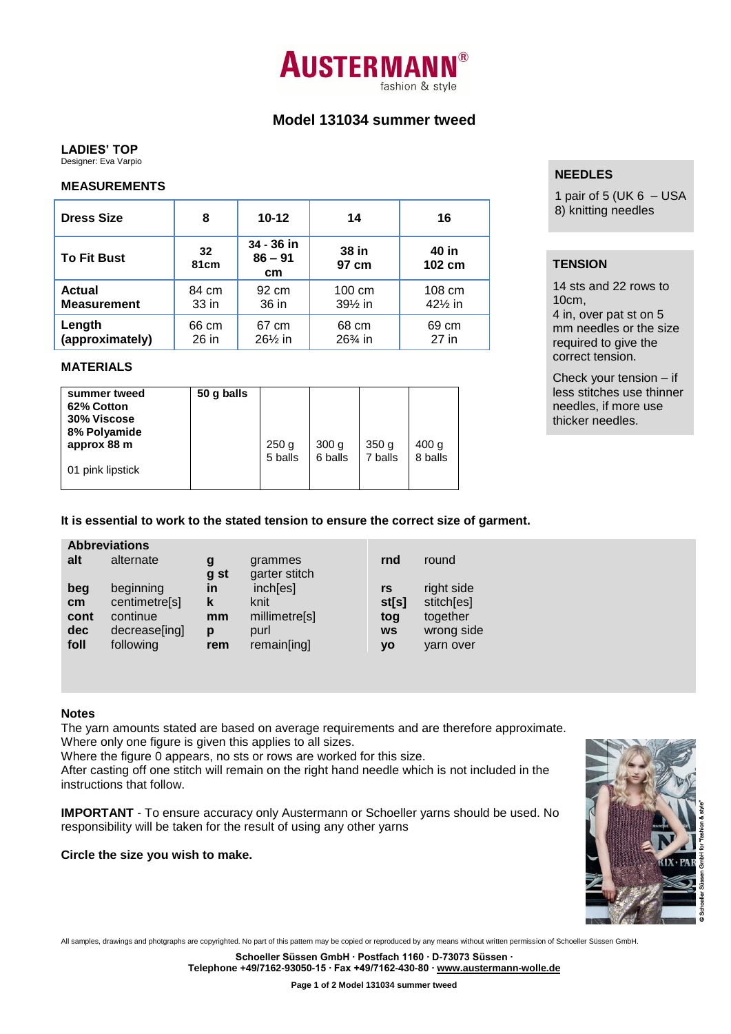# AUSTERMANN®
fashion & style

## Model 131034 summer tweed

### LADIES' TOP
Designer: Eva Varpio

### MEASUREMENTS

| Dress Size | 8 | 10-12 | 14 | 16 |
|---|---|---|---|---|
| To Fit Bust | 32 81cm | 34 - 36 in 86 – 91 cm | 38 in 97 cm | 40 in 102 cm |
| Actual Measurement | 84 cm 33 in | 92 cm 36 in | 100 cm 39½ in | 108 cm 42½ in |
| Length (approximately) | 66 cm 26 in | 67 cm 26½ in | 68 cm 26¾ in | 69 cm 27 in |

### MATERIALS

| summer tweed 62% Cotton 30% Viscose 8% Polyamide approx 88 m | 50 g balls | | | | |
|---|---|---|---|---|---|
| 01 pink lipstick | | 250 g 5 balls | 300 g 6 balls | 350 g 7 balls | 400 g 8 balls |

### NEEDLES
1 pair of 5 (UK 6 – USA 8) knitting needles

### TENSION
14 sts and 22 rows to 10cm,
4 in, over pat st on 5 mm needles or the size required to give the correct tension.

Check your tension – if less stitches use thinner needles, if more use thicker needles.

**It is essential to work to the stated tension to ensure the correct size of garment.**

### Abbreviations

| | | | | | |
|---|---|---|---|---|---|
| **alt** | alternate | **g** | grammes | **rnd** | round |
| | | **g st** | garter stitch | | |
| **beg** | beginning | **in** | inch[es] | **rs** | right side |
| **cm** | centimetre[s] | **k** | knit | **st[s]** | stitch[es] |
| **cont** | continue | **mm** | millimetre[s] | **tog** | together |
| **dec** | decrease[ing] | **p** | purl | **ws** | wrong side |
| **foll** | following | **rem** | remain[ing] | **yo** | yarn over |

### Notes
The yarn amounts stated are based on average requirements and are therefore approximate.
Where only one figure is given this applies to all sizes.
Where the figure 0 appears, no sts or rows are worked for this size.
After casting off one stitch will remain on the right hand needle which is not included in the instructions that follow.

**IMPORTANT** - To ensure accuracy only Austermann or Schoeller yarns should be used. No responsibility will be taken for the result of using any other yarns

**Circle the size you wish to make.**

© Schoeller Süssen GmbH for "fashion & style"

All samples, drawings and photgraphs are copyrighted. No part of this pattern may be copied or reproduced by any means without written permission of Schoeller Süssen GmbH.

**Schoeller Süssen GmbH · Postfach 1160 · D-73073 Süssen ·**
**Telephone +49/7162-93050-15 · Fax +49/7162-430-80 · www.austermann-wolle.de**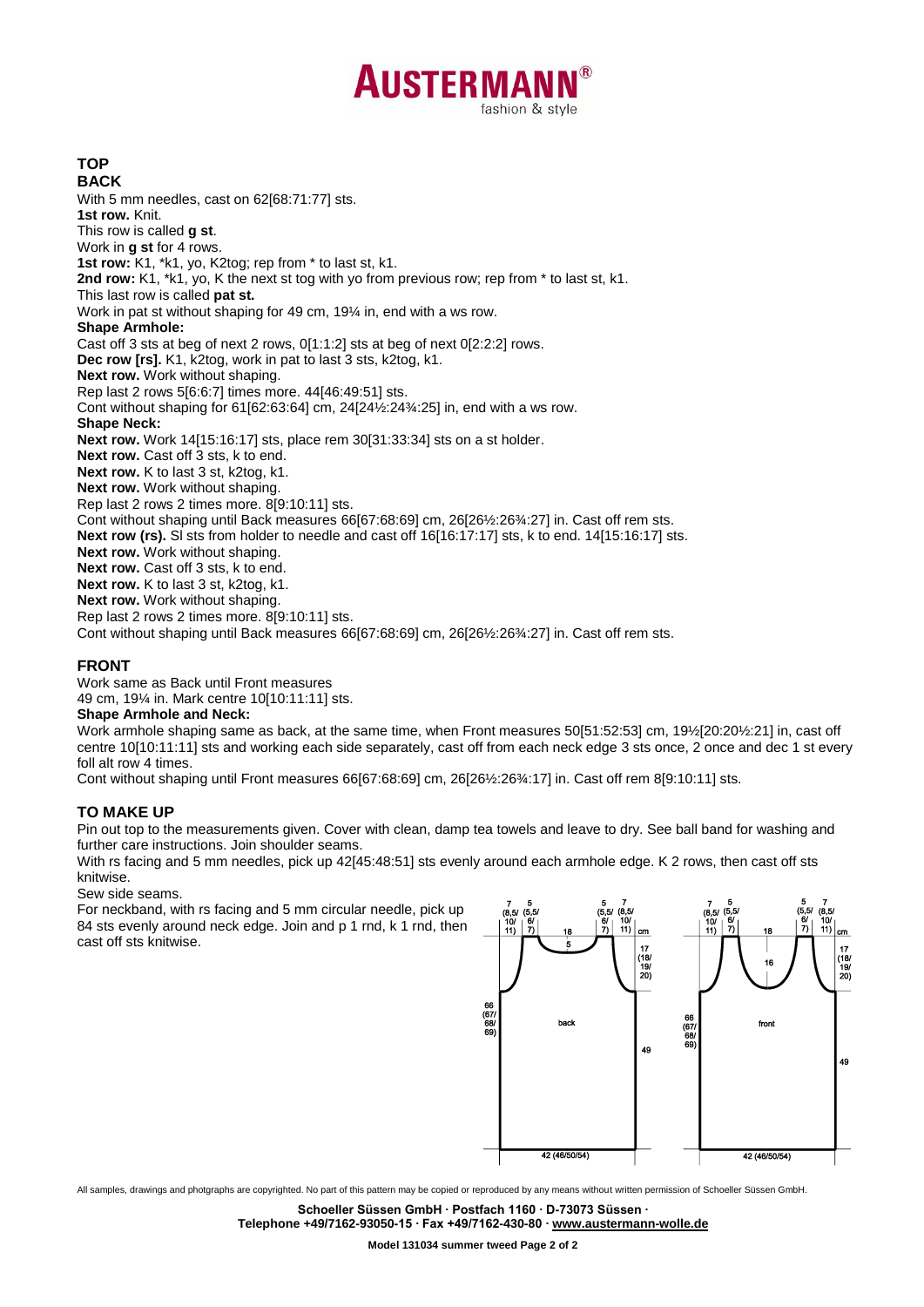# AUSTERMANN®

fashion & style

## TOP

### BACK

With 5 mm needles, cast on 62[68:71:77] sts.
**1st row.** Knit.
This row is called **g st**.
Work in **g st** for 4 rows.
**1st row:** K1, *k1, yo, K2tog; rep from * to last st, k1.
**2nd row:** K1, *k1, yo, K the next st tog with yo from previous row; rep from * to last st, k1.
This last row is called **pat st.**
Work in pat st without shaping for 49 cm, 19¼ in, end with a ws row.

**Shape Armhole:**
Cast off 3 sts at beg of next 2 rows, 0[1:1:2] sts at beg of next 0[2:2:2] rows.
**Dec row [rs].** K1, k2tog, work in pat to last 3 sts, k2tog, k1.
**Next row.** Work without shaping.
Rep last 2 rows 5[6:6:7] times more. 44[46:49:51] sts.
Cont without shaping for 61[62:63:64] cm, 24[24½:24¾:25] in, end with a ws row.

**Shape Neck:**
**Next row.** Work 14[15:16:17] sts, place rem 30[31:33:34] sts on a st holder.
**Next row.** Cast off 3 sts, k to end.
**Next row.** K to last 3 st, k2tog, k1.
**Next row.** Work without shaping.
Rep last 2 rows 2 times more. 8[9:10:11] sts.
Cont without shaping until Back measures 66[67:68:69] cm, 26[26½:26¾:27] in. Cast off rem sts.
**Next row (rs).** Sl sts from holder to needle and cast off 16[16:17:17] sts, k to end. 14[15:16:17] sts.
**Next row.** Work without shaping.
**Next row.** Cast off 3 sts, k to end.
**Next row.** K to last 3 st, k2tog, k1.
**Next row.** Work without shaping.
Rep last 2 rows 2 times more. 8[9:10:11] sts.
Cont without shaping until Back measures 66[67:68:69] cm, 26[26½:26¾:27] in. Cast off rem sts.

### FRONT

Work same as Back until Front measures
49 cm, 19¼ in. Mark centre 10[10:11:11] sts.

**Shape Armhole and Neck:**
Work armhole shaping same as back, at the same time, when Front measures 50[51:52:53] cm, 19½[20:20½:21] in, cast off centre 10[10:11:11] sts and working each side separately, cast off from each neck edge 3 sts once, 2 once and dec 1 st every foll alt row 4 times.
Cont without shaping until Front measures 66[67:68:69] cm, 26[26½:26¾:17] in. Cast off rem 8[9:10:11] sts.

### TO MAKE UP

Pin out top to the measurements given. Cover with clean, damp tea towels and leave to dry. See ball band for washing and further care instructions. Join shoulder seams.
With rs facing and 5 mm needles, pick up 42[45:48:51] sts evenly around each armhole edge. K 2 rows, then cast off sts knitwise.
Sew side seams.
For neckband, with rs facing and 5 mm circular needle, pick up 84 sts evenly around neck edge. Join and p 1 rnd, k 1 rnd, then cast off sts knitwise.

7 (8,5/ 10/ 11)
5 (5,5/ 6/ 7)
18
5
5 (5,5/ 6/ 7)
7 (8,5/ 10/ 11)
cm
17 (18/ 19/ 20)
66 (67/ 68/ 69)
back
49
42 (46/50/54)

7 (8,5/ 10/ 11)
5 (5,5/ 6/ 7)
18
16
5 (5,5/ 6/ 7)
7 (8,5/ 10/ 11)
cm
17 (18/ 19/ 20)
66 (67/ 68/ 69)
front
49
42 (46/50/54)

All samples, drawings and photgraphs are copyrighted. No part of this pattern may be copied or reproduced by any means without written permission of Schoeller Süssen GmbH.

**Schoeller Süssen GmbH · Postfach 1160 · D-73073 Süssen ·**
**Telephone +49/7162-93050-15 · Fax +49/7162-430-80 · www.austermann-wolle.de**

**Model 131034 summer tweed Page 2 of 2**